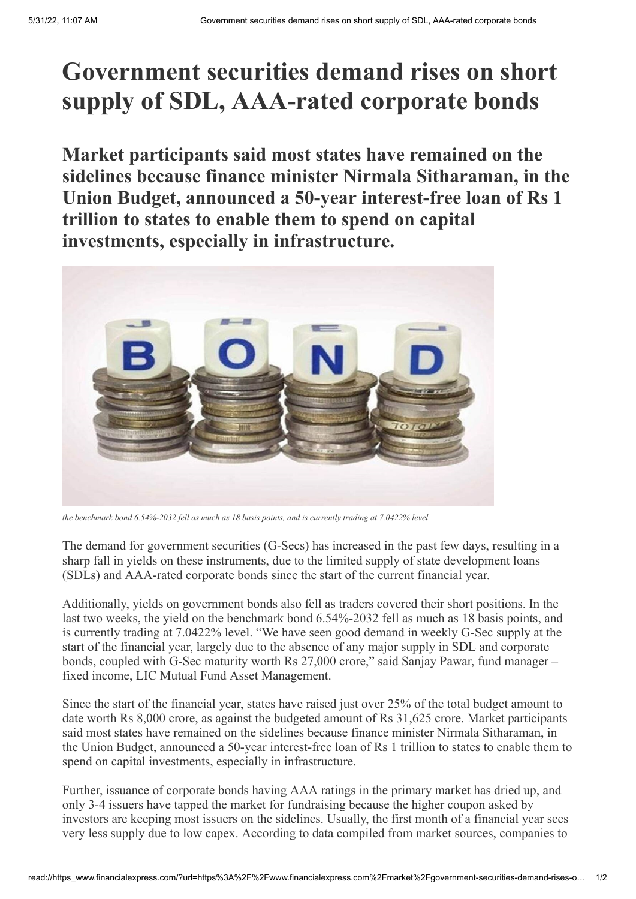# Government securities demand rises on short supply of SDL, AAA-rated corporate bonds

## Market participants said most states have remained on the sidelines because finance minister Nirmala Sitharaman, in the Union Budget, announced a 50-year interest-free loan of Rs 1 trillion to states to enable them to spend on capital investments, especially in infrastructure.

*the benchmark bond 6.54%-2032 fell as much as 18 basis points, and is currently trading at 7.0422% level.*

The demand for government securities (G-Secs) has increased in the past few days, resulting in a sharp fall in yields on these instruments, due to the limited supply of state development loans (SDLs) and AAA-rated corporate bonds since the start of the current financial year.

Additionally, yields on government bonds also fell as traders covered their short positions. In the last two weeks, the yield on the benchmark bond 6.54%-2032 fell as much as 18 basis points, and is currently trading at 7.0422% level. "We have seen good demand in weekly G-Sec supply at the start of the financial year, largely due to the absence of any major supply in SDL and corporate bonds, coupled with G-Sec maturity worth Rs 27,000 crore," said Sanjay Pawar, fund manager – fixed income, LIC Mutual Fund Asset Management.

Since the start of the financial year, states have raised just over 25% of the total budget amount to date worth Rs 8,000 crore, as against the budgeted amount of Rs 31,625 crore. Market participants said most states have remained on the sidelines because finance minister Nirmala Sitharaman, in the Union Budget, announced a 50-year interest-free loan of Rs 1 trillion to states to enable them to spend on capital investments, especially in infrastructure.

Further, issuance of corporate bonds having AAA ratings in the primary market has dried up, and only 3-4 issuers have tapped the market for fundraising because the higher coupon asked by investors are keeping most issuers on the sidelines. Usually, the first month of a financial year sees very less supply due to low capex. According to data compiled from market sources, companies to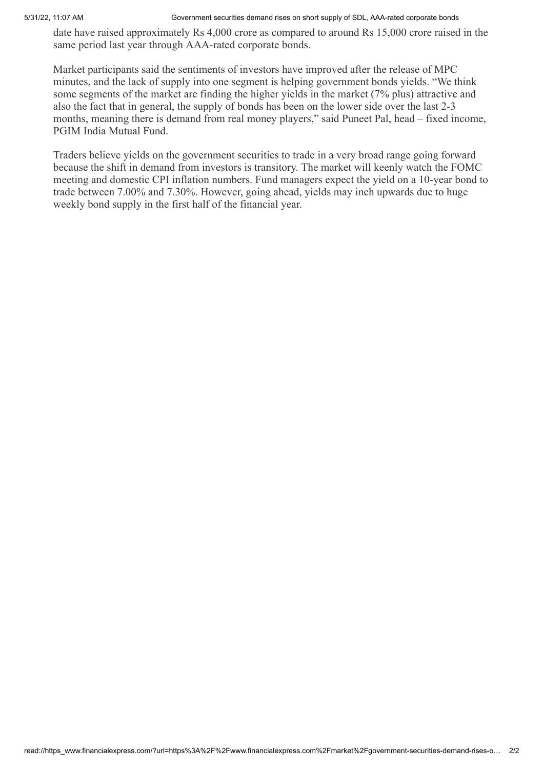date have raised approximately Rs 4,000 crore as compared to around Rs 15,000 crore raised in the same period last year through AAA-rated corporate bonds.

Market participants said the sentiments of investors have improved after the release of MPC minutes, and the lack of supply into one segment is helping government bonds yields. “We think some segments of the market are finding the higher yields in the market (7% plus) attractive and also the fact that in general, the supply of bonds has been on the lower side over the last 2-3 months, meaning there is demand from real money players,” said Puneet Pal, head – fixed income, PGIM India Mutual Fund.

Traders believe yields on the government securities to trade in a very broad range going forward because the shift in demand from investors is transitory. The market will keenly watch the FOMC meeting and domestic CPI inflation numbers. Fund managers expect the yield on a 10-year bond to trade between 7.00% and 7.30%. However, going ahead, yields may inch upwards due to huge weekly bond supply in the first half of the financial year.